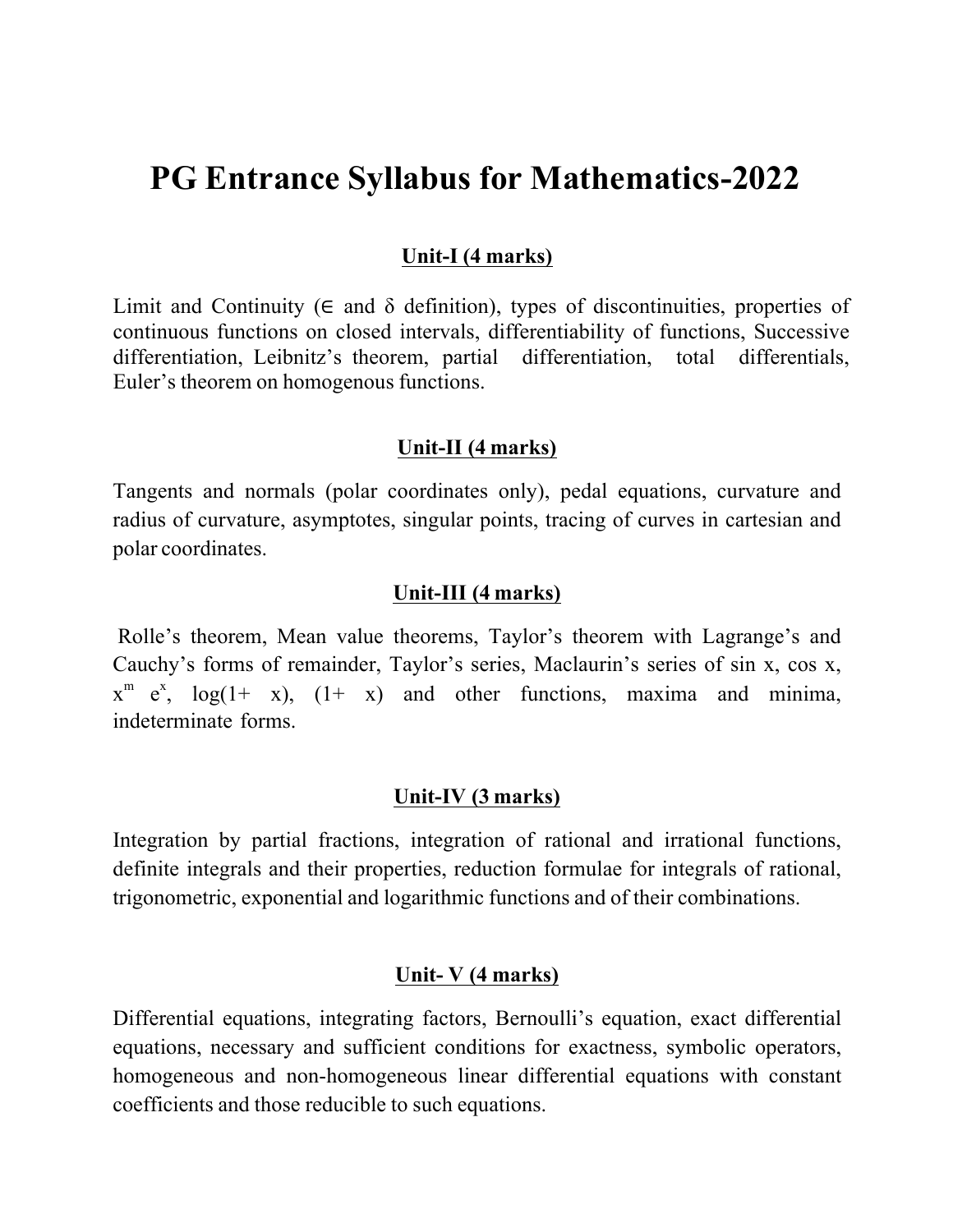# PG Entrance Syllabus for Mathematics-2022

## Unit-I (4 marks)

Limit and Continuity ($\in$ and $\delta$ definition), types of discontinuities, properties of continuous functions on closed intervals, differentiability of functions, Successive differentiation, Leibnitz's theorem, partial differentiation, total differentials, Euler's theorem on homogenous functions.

## Unit-II (4 marks)

Tangents and normals (polar coordinates only), pedal equations, curvature and radius of curvature, asymptotes, singular points, tracing of curves in cartesian and polar coordinates.

## Unit-III (4 marks)

Rolle's theorem, Mean value theorems, Taylor's theorem with Lagrange's and Cauchy's forms of remainder, Taylor's series, Maclaurin's series of sin x, cos x, $x^m e^x$, log(1+ x), (1+ x) and other functions, maxima and minima, indeterminate forms.

## Unit-IV (3 marks)

Integration by partial fractions, integration of rational and irrational functions, definite integrals and their properties, reduction formulae for integrals of rational, trigonometric, exponential and logarithmic functions and of their combinations.

## Unit- V (4 marks)

Differential equations, integrating factors, Bernoulli's equation, exact differential equations, necessary and sufficient conditions for exactness, symbolic operators, homogeneous and non-homogeneous linear differential equations with constant coefficients and those reducible to such equations.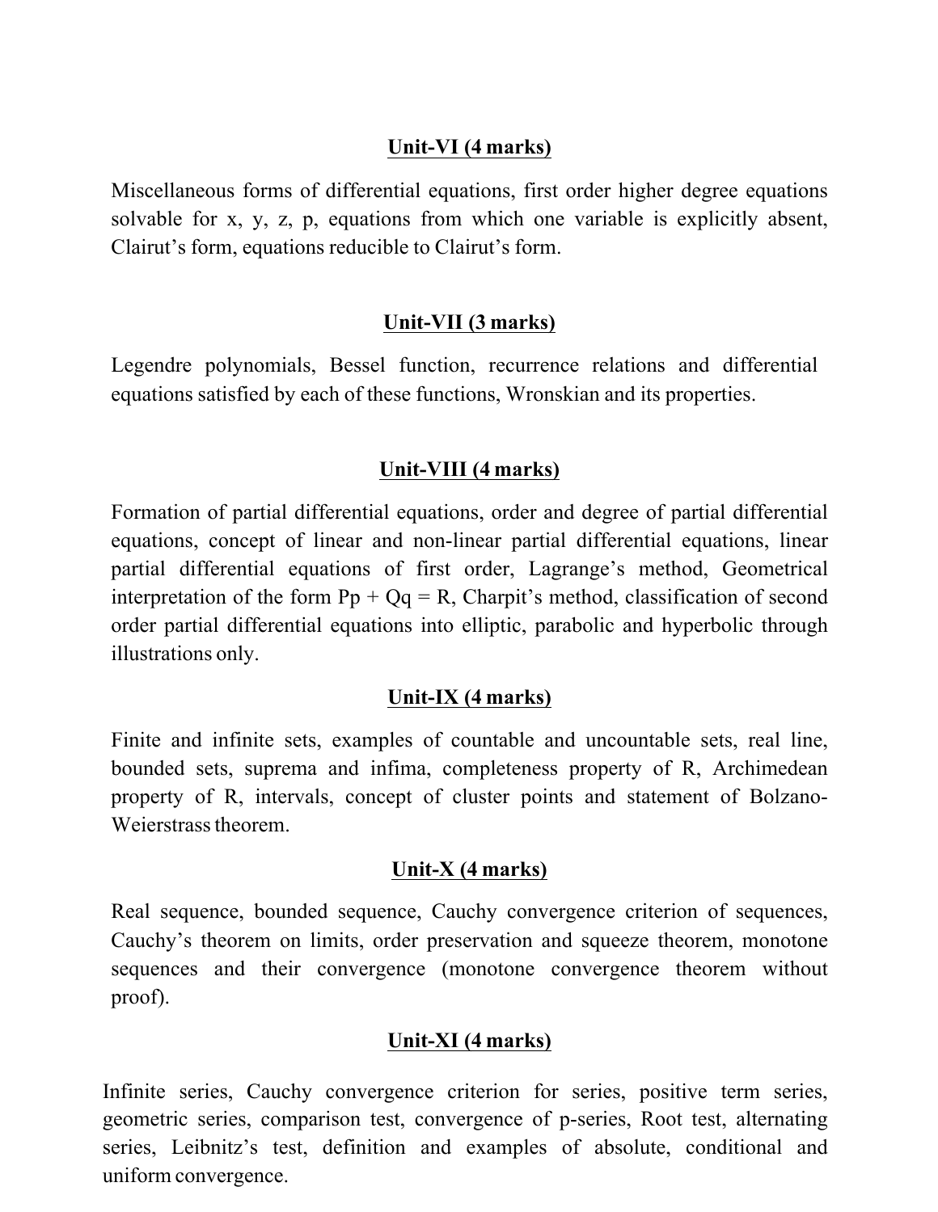## Unit-VI (4 marks)

Miscellaneous forms of differential equations, first order higher degree equations solvable for x, y, z, p, equations from which one variable is explicitly absent, Clairut's form, equations reducible to Clairut's form.

## Unit-VII (3 marks)

Legendre polynomials, Bessel function, recurrence relations and differential equations satisfied by each of these functions, Wronskian and its properties.

## Unit-VIII (4 marks)

Formation of partial differential equations, order and degree of partial differential equations, concept of linear and non-linear partial differential equations, linear partial differential equations of first order, Lagrange's method, Geometrical interpretation of the form $Pp + Qq = R$, Charpit's method, classification of second order partial differential equations into elliptic, parabolic and hyperbolic through illustrations only.

## Unit-IX (4 marks)

Finite and infinite sets, examples of countable and uncountable sets, real line, bounded sets, suprema and infima, completeness property of R, Archimedean property of R, intervals, concept of cluster points and statement of Bolzano-Weierstrass theorem.

## Unit-X (4 marks)

Real sequence, bounded sequence, Cauchy convergence criterion of sequences, Cauchy's theorem on limits, order preservation and squeeze theorem, monotone sequences and their convergence (monotone convergence theorem without proof).

## Unit-XI (4 marks)

Infinite series, Cauchy convergence criterion for series, positive term series, geometric series, comparison test, convergence of p-series, Root test, alternating series, Leibnitz's test, definition and examples of absolute, conditional and uniform convergence.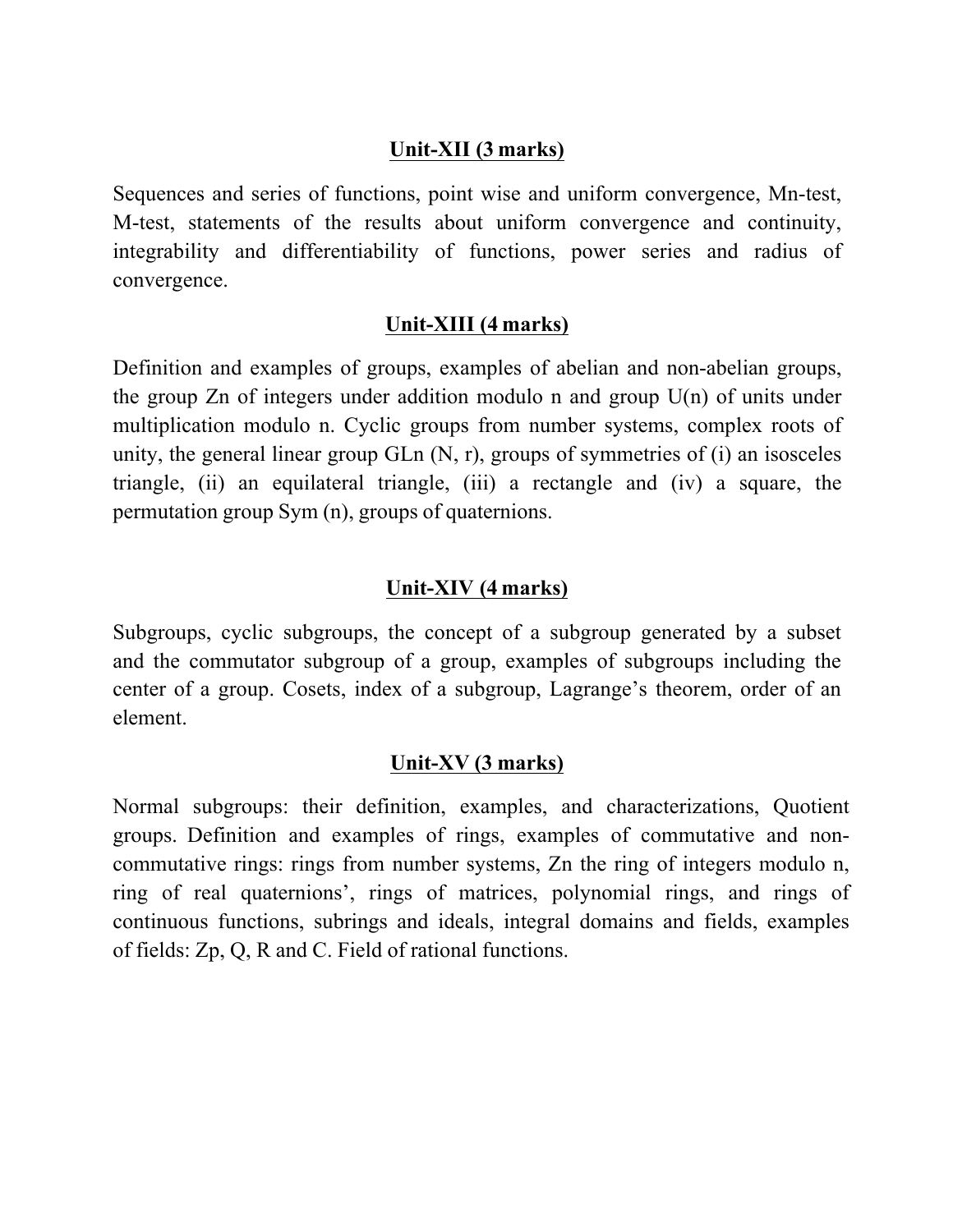## Unit-XII (3 marks)

Sequences and series of functions, point wise and uniform convergence, Mn-test, M-test, statements of the results about uniform convergence and continuity, integrability and differentiability of functions, power series and radius of convergence.

## Unit-XIII (4 marks)

Definition and examples of groups, examples of abelian and non-abelian groups, the group Zn of integers under addition modulo n and group U(n) of units under multiplication modulo n. Cyclic groups from number systems, complex roots of unity, the general linear group GLn (N, r), groups of symmetries of (i) an isosceles triangle, (ii) an equilateral triangle, (iii) a rectangle and (iv) a square, the permutation group Sym (n), groups of quaternions.

## Unit-XIV (4 marks)

Subgroups, cyclic subgroups, the concept of a subgroup generated by a subset and the commutator subgroup of a group, examples of subgroups including the center of a group. Cosets, index of a subgroup, Lagrange's theorem, order of an element.

## Unit-XV (3 marks)

Normal subgroups: their definition, examples, and characterizations, Quotient groups. Definition and examples of rings, examples of commutative and non-commutative rings: rings from number systems, Zn the ring of integers modulo n, ring of real quaternions', rings of matrices, polynomial rings, and rings of continuous functions, subrings and ideals, integral domains and fields, examples of fields: Zp, Q, R and C. Field of rational functions.